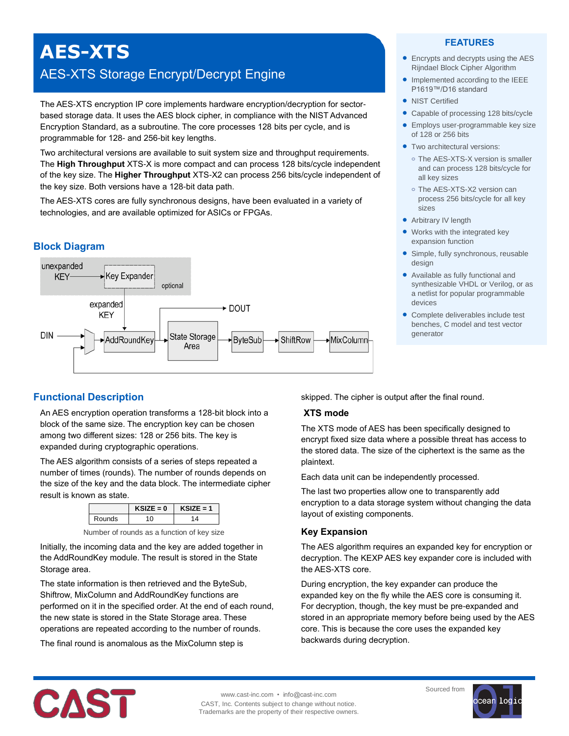# AES-XTS

## AES-XTS Storage Encrypt/Decrypt Engine

The AES-XTS encryption IP core implements hardware encryption/decryption for sector-based storage data. It uses the AES block cipher, in compliance with the NIST Advanced Encryption Standard, as a subroutine. The core processes 128 bits per cycle, and is programmable for 128- and 256-bit key lengths.

Two architectural versions are available to suit system size and throughput requirements. The **High Throughput** XTS-X is more compact and can process 128 bits/cycle independent of the key size. The **Higher Throughput** XTS-X2 can process 256 bits/cycle independent of the key size. Both versions have a 128-bit data path.

The AES-XTS cores are fully synchronous designs, have been evaluated in a variety of technologies, and are available optimized for ASICs or FPGAs.

### FEATURES

- Encrypts and decrypts using the AES Rijndael Block Cipher Algorithm
- Implemented according to the IEEE P1619™/D16 standard
- NIST Certified
- Capable of processing 128 bits/cycle
- Employs user-programmable key size of 128 or 256 bits
- Two architectural versions:
  - The AES-XTS-X version is smaller and can process 128 bits/cycle for all key sizes
  - The AES-XTS-X2 version can process 256 bits/cycle for all key sizes
- Arbitrary IV length
- Works with the integrated key expansion function
- Simple, fully synchronous, reusable design
- Available as fully functional and synthesizable VHDL or Verilog, or as a netlist for popular programmable devices
- Complete deliverables include test benches, C model and test vector generator

## Block Diagram

unexpanded KEY → Key Expander (optional) → expanded KEY → AddRoundKey

DIN → AddRoundKey → State Storage Area → ByteSub → ShiftRow → MixColumn → (feedback to AddRoundKey); State Storage Area → DOUT

## Functional Description

An AES encryption operation transforms a 128-bit block into a block of the same size. The encryption key can be chosen among two different sizes: 128 or 256 bits. The key is expanded during cryptographic operations.

The AES algorithm consists of a series of steps repeated a number of times (rounds). The number of rounds depends on the size of the key and the data block. The intermediate cipher result is known as state.

| | KSIZE = 0 | KSIZE = 1 |
|---|---|---|
| Rounds | 10 | 14 |

Number of rounds as a function of key size

Initially, the incoming data and the key are added together in the AddRoundKey module. The result is stored in the State Storage area.

The state information is then retrieved and the ByteSub, Shiftrow, MixColumn and AddRoundKey functions are performed on it in the specified order. At the end of each round, the new state is stored in the State Storage area. These operations are repeated according to the number of rounds.

The final round is anomalous as the MixColumn step is skipped. The cipher is output after the final round.

### XTS mode

The XTS mode of AES has been specifically designed to encrypt fixed size data where a possible threat has access to the stored data. The size of the ciphertext is the same as the plaintext.

Each data unit can be independently processed.

The last two properties allow one to transparently add encryption to a data storage system without changing the data layout of existing components.

### Key Expansion

The AES algorithm requires an expanded key for encryption or decryption. The KEXP AES key expander core is included with the AES-XTS core.

During encryption, the key expander can produce the expanded key on the fly while the AES core is consuming it. For decryption, though, the key must be pre-expanded and stored in an appropriate memory before being used by the AES core. This is because the core uses the expanded key backwards during decryption.

www.cast-inc.com • info@cast-inc.com
CAST, Inc. Contents subject to change without notice.
Trademarks are the property of their respective owners.

Sourced from ocean logic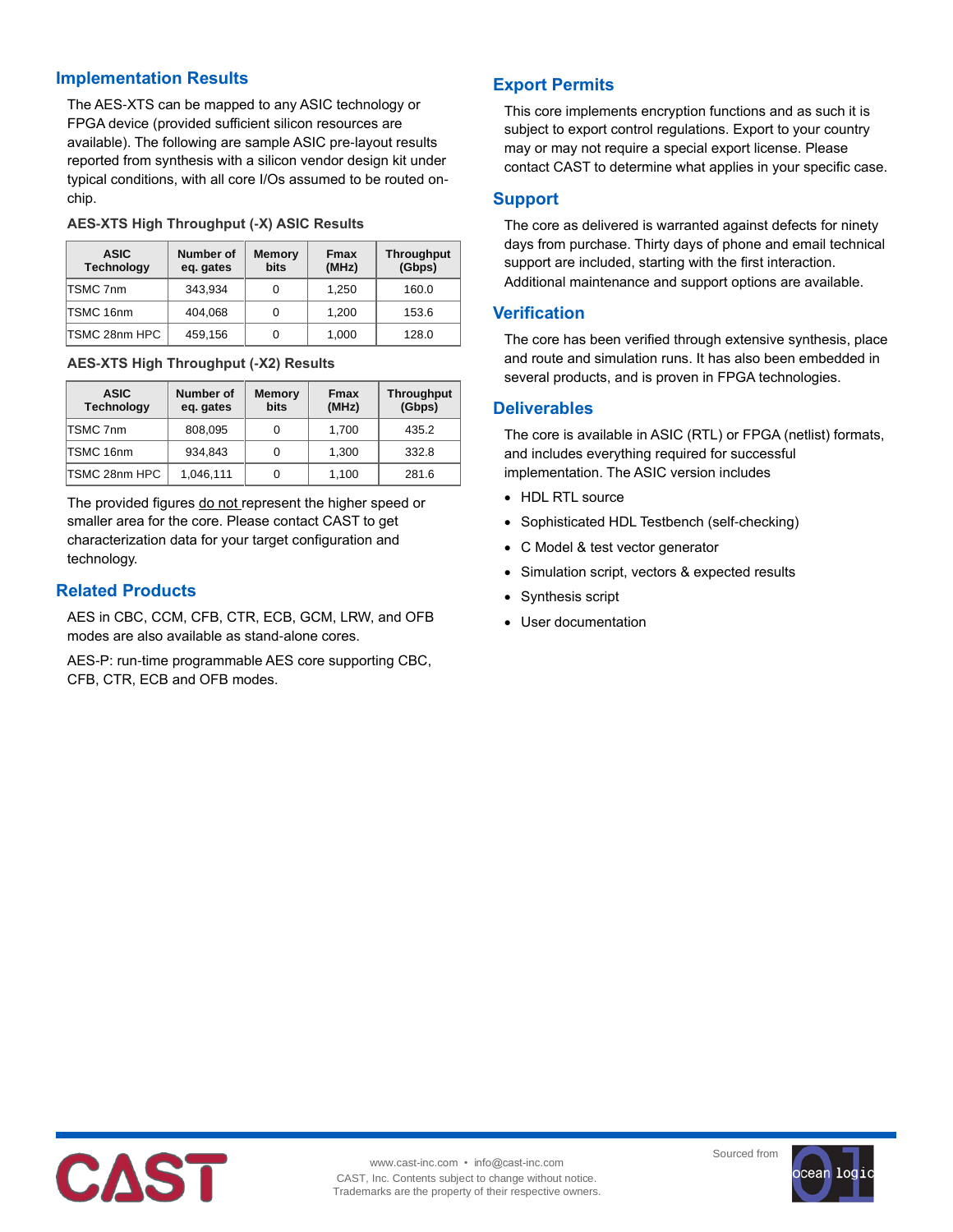## Implementation Results

The AES-XTS can be mapped to any ASIC technology or FPGA device (provided sufficient silicon resources are available). The following are sample ASIC pre-layout results reported from synthesis with a silicon vendor design kit under typical conditions, with all core I/Os assumed to be routed on-chip.

**AES-XTS High Throughput (-X) ASIC Results**

| ASIC Technology | Number of eq. gates | Memory bits | Fmax (MHz) | Throughput (Gbps) |
|---|---|---|---|---|
| TSMC 7nm | 343,934 | 0 | 1,250 | 160.0 |
| TSMC 16nm | 404,068 | 0 | 1,200 | 153.6 |
| TSMC 28nm HPC | 459,156 | 0 | 1,000 | 128.0 |

**AES-XTS High Throughput (-X2) Results**

| ASIC Technology | Number of eq. gates | Memory bits | Fmax (MHz) | Throughput (Gbps) |
|---|---|---|---|---|
| TSMC 7nm | 808,095 | 0 | 1,700 | 435.2 |
| TSMC 16nm | 934,843 | 0 | 1,300 | 332.8 |
| TSMC 28nm HPC | 1,046,111 | 0 | 1,100 | 281.6 |

The provided figures do not represent the higher speed or smaller area for the core. Please contact CAST to get characterization data for your target configuration and technology.

## Related Products

AES in CBC, CCM, CFB, CTR, ECB, GCM, LRW, and OFB modes are also available as stand-alone cores.

AES-P: run-time programmable AES core supporting CBC, CFB, CTR, ECB and OFB modes.

## Export Permits

This core implements encryption functions and as such it is subject to export control regulations. Export to your country may or may not require a special export license. Please contact CAST to determine what applies in your specific case.

## Support

The core as delivered is warranted against defects for ninety days from purchase. Thirty days of phone and email technical support are included, starting with the first interaction. Additional maintenance and support options are available.

## Verification

The core has been verified through extensive synthesis, place and route and simulation runs. It has also been embedded in several products, and is proven in FPGA technologies.

## Deliverables

The core is available in ASIC (RTL) or FPGA (netlist) formats, and includes everything required for successful implementation. The ASIC version includes

- HDL RTL source
- Sophisticated HDL Testbench (self-checking)
- C Model & test vector generator
- Simulation script, vectors & expected results
- Synthesis script
- User documentation

www.cast-inc.com • info@cast-inc.com
CAST, Inc. Contents subject to change without notice.
Trademarks are the property of their respective owners.

Sourced from ocean logic